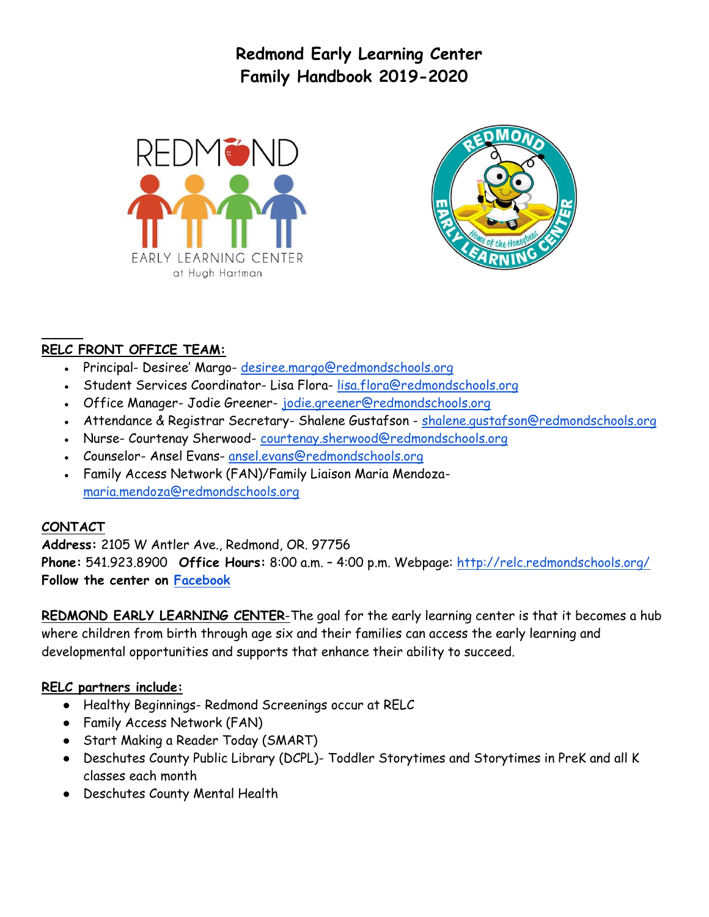# Redmond Early Learning Center
# Family Handbook 2019-2020

**RELC FRONT OFFICE TEAM:**

- Principal- Desiree' Margo- desiree.margo@redmondschools.org
- Student Services Coordinator- Lisa Flora- lisa.flora@redmondschools.org
- Office Manager- Jodie Greener- jodie.greener@redmondschools.org
- Attendance & Registrar Secretary- Shalene Gustafson - shalene.gustafson@redmondschools.org
- Nurse- Courtenay Sherwood- courtenay.sherwood@redmondschools.org
- Counselor- Ansel Evans- ansel.evans@redmondschools.org
- Family Access Network (FAN)/Family Liaison Maria Mendoza- maria.mendoza@redmondschools.org

**CONTACT**

**Address:** 2105 W Antler Ave., Redmond, OR. 97756
**Phone:** 541.923.8900 **Office Hours:** 8:00 a.m. – 4:00 p.m. Webpage: http://relc.redmondschools.org/
**Follow the center on Facebook**

**REDMOND EARLY LEARNING CENTER**-The goal for the early learning center is that it becomes a hub where children from birth through age six and their families can access the early learning and developmental opportunities and supports that enhance their ability to succeed.

**RELC partners include:**

- Healthy Beginnings- Redmond Screenings occur at RELC
- Family Access Network (FAN)
- Start Making a Reader Today (SMART)
- Deschutes County Public Library (DCPL)- Toddler Storytimes and Storytimes in PreK and all K classes each month
- Deschutes County Mental Health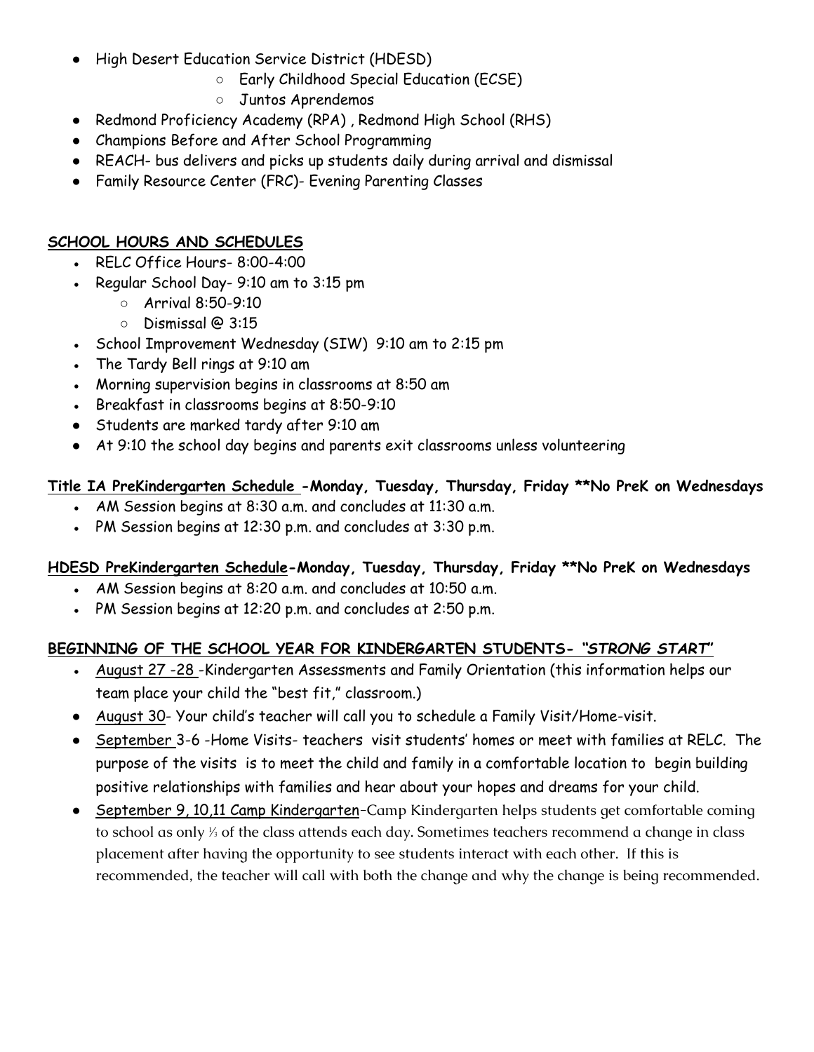- High Desert Education Service District (HDESD)
  - Early Childhood Special Education (ECSE)
  - Juntos Aprendemos
- Redmond Proficiency Academy (RPA) , Redmond High School (RHS)
- Champions Before and After School Programming
- REACH- bus delivers and picks up students daily during arrival and dismissal
- Family Resource Center (FRC)- Evening Parenting Classes

## SCHOOL HOURS AND SCHEDULES

- RELC Office Hours- 8:00-4:00
- Regular School Day- 9:10 am to 3:15 pm
  - Arrival 8:50-9:10
  - Dismissal @ 3:15
- School Improvement Wednesday (SIW) 9:10 am to 2:15 pm
- The Tardy Bell rings at 9:10 am
- Morning supervision begins in classrooms at 8:50 am
- Breakfast in classrooms begins at 8:50-9:10
- Students are marked tardy after 9:10 am
- At 9:10 the school day begins and parents exit classrooms unless volunteering

**Title IA PreKindergarten Schedule -Monday, Tuesday, Thursday, Friday **No PreK on Wednesdays**

- AM Session begins at 8:30 a.m. and concludes at 11:30 a.m.
- PM Session begins at 12:30 p.m. and concludes at 3:30 p.m.

**HDESD PreKindergarten Schedule-Monday, Tuesday, Thursday, Friday **No PreK on Wednesdays**

- AM Session begins at 8:20 a.m. and concludes at 10:50 a.m.
- PM Session begins at 12:20 p.m. and concludes at 2:50 p.m.

**BEGINNING OF THE SCHOOL YEAR FOR KINDERGARTEN STUDENTS- *"STRONG START"***

- August 27 -28 -Kindergarten Assessments and Family Orientation (this information helps our team place your child the "best fit," classroom.)
- August 30- Your child's teacher will call you to schedule a Family Visit/Home-visit.
- September 3-6 -Home Visits- teachers visit students' homes or meet with families at RELC. The purpose of the visits is to meet the child and family in a comfortable location to begin building positive relationships with families and hear about your hopes and dreams for your child.
- September 9, 10,11 Camp Kindergarten–Camp Kindergarten helps students get comfortable coming to school as only ⅓ of the class attends each day. Sometimes teachers recommend a change in class placement after having the opportunity to see students interact with each other. If this is recommended, the teacher will call with both the change and why the change is being recommended.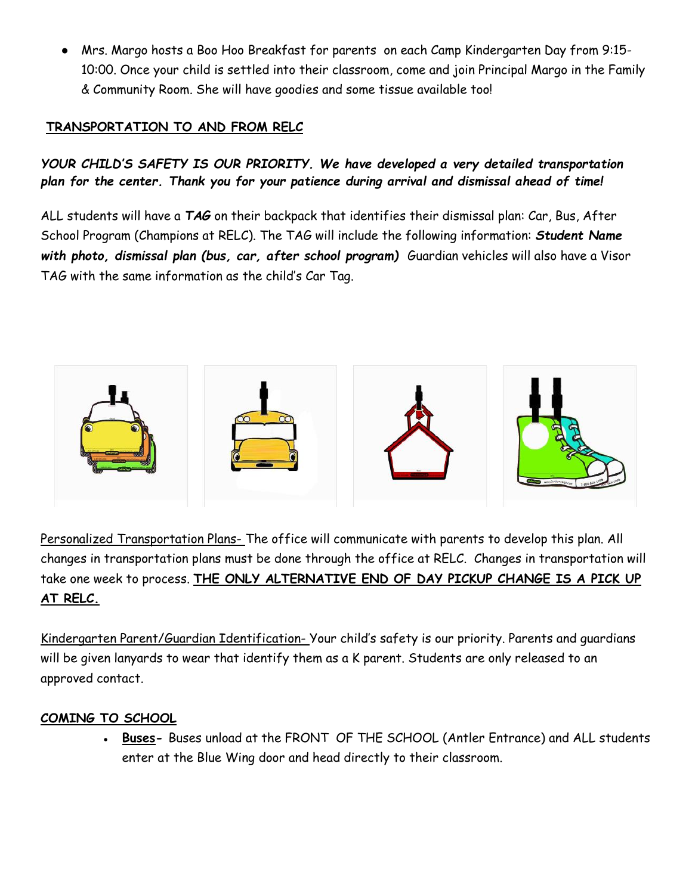- Mrs. Margo hosts a Boo Hoo Breakfast for parents on each Camp Kindergarten Day from 9:15-10:00. Once your child is settled into their classroom, come and join Principal Margo in the Family & Community Room. She will have goodies and some tissue available too!

## TRANSPORTATION TO AND FROM RELC

***YOUR CHILD'S SAFETY IS OUR PRIORITY. We have developed a very detailed transportation plan for the center. Thank you for your patience during arrival and dismissal ahead of time!***

ALL students will have a ***TAG*** on their backpack that identifies their dismissal plan: Car, Bus, After School Program (Champions at RELC). The TAG will include the following information: ***Student Name with photo, dismissal plan (bus, car, after school program)*** Guardian vehicles will also have a Visor TAG with the same information as the child's Car Tag.

Personalized Transportation Plans- The office will communicate with parents to develop this plan. All changes in transportation plans must be done through the office at RELC. Changes in transportation will take one week to process. **THE ONLY ALTERNATIVE END OF DAY PICKUP CHANGE IS A PICK UP AT RELC.**

Kindergarten Parent/Guardian Identification- Your child's safety is our priority. Parents and guardians will be given lanyards to wear that identify them as a K parent. Students are only released to an approved contact.

## COMING TO SCHOOL

- **Buses-** Buses unload at the FRONT OF THE SCHOOL (Antler Entrance) and ALL students enter at the Blue Wing door and head directly to their classroom.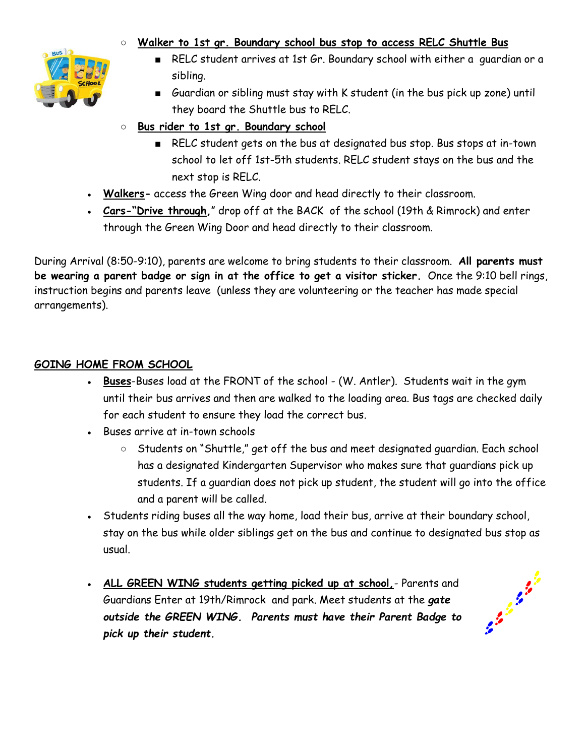- <u>**Walker to 1st gr. Boundary school bus stop to access RELC Shuttle Bus**</u>
    - RELC student arrives at 1st Gr. Boundary school with either a guardian or a sibling.
    - Guardian or sibling must stay with K student (in the bus pick up zone) until they board the Shuttle bus to RELC.
  - <u>**Bus rider to 1st gr. Boundary school**</u>
    - RELC student gets on the bus at designated bus stop. Bus stops at in-town school to let off 1st-5th students. RELC student stays on the bus and the next stop is RELC.
- <u>**Walkers**</u>**-** access the Green Wing door and head directly to their classroom.
- <u>**Cars-"Drive through**</u>**,**" drop off at the BACK of the school (19th & Rimrock) and enter through the Green Wing Door and head directly to their classroom.

During Arrival (8:50-9:10), parents are welcome to bring students to their classroom. **All parents must be wearing a parent badge or sign in at the office to get a visitor sticker.** Once the 9:10 bell rings, instruction begins and parents leave (unless they are volunteering or the teacher has made special arrangements).

## <u>GOING HOME FROM SCHOOL</u>

- <u>**Buses**</u>-Buses load at the FRONT of the school - (W. Antler). Students wait in the gym until their bus arrives and then are walked to the loading area. Bus tags are checked daily for each student to ensure they load the correct bus.
- Buses arrive at in-town schools
  - Students on "Shuttle," get off the bus and meet designated guardian. Each school has a designated Kindergarten Supervisor who makes sure that guardians pick up students. If a guardian does not pick up student, the student will go into the office and a parent will be called.
- Students riding buses all the way home, load their bus, arrive at their boundary school, stay on the bus while older siblings get on the bus and continue to designated bus stop as usual.

- <u>***ALL GREEN WING students getting picked up at school,***</u>- Parents and Guardians Enter at 19th/Rimrock and park. Meet students at the ***gate outside the GREEN WING. Parents must have their Parent Badge to pick up their student.***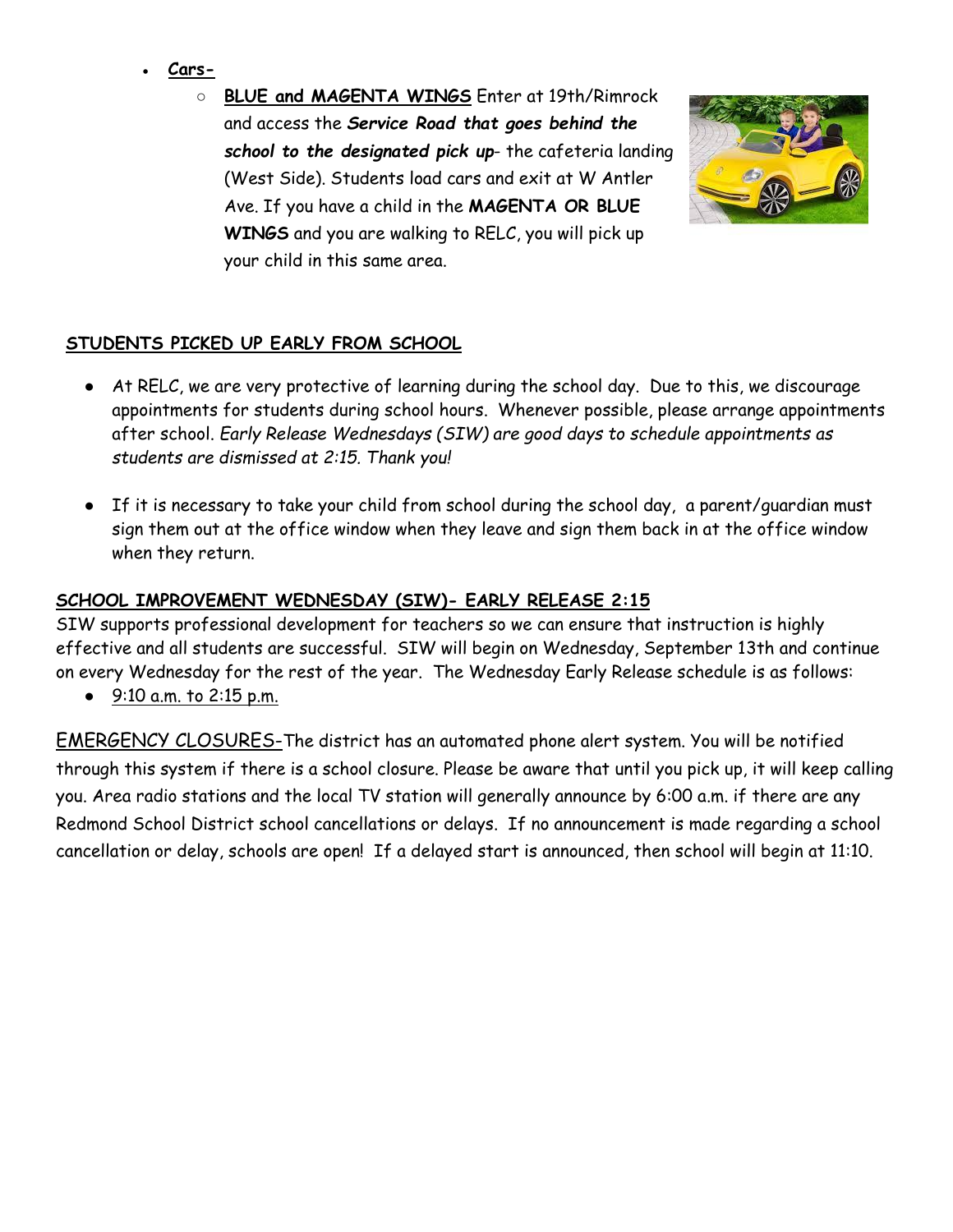- **Cars-**
  - **BLUE and MAGENTA WINGS** Enter at 19th/Rimrock and access the ***Service Road that goes behind the school to the designated pick up***- the cafeteria landing (West Side). Students load cars and exit at W Antler Ave. If you have a child in the **MAGENTA OR BLUE WINGS** and you are walking to RELC, you will pick up your child in this same area.

**STUDENTS PICKED UP EARLY FROM SCHOOL**

- At RELC, we are very protective of learning during the school day. Due to this, we discourage appointments for students during school hours. Whenever possible, please arrange appointments after school. *Early Release Wednesdays (SIW) are good days to schedule appointments as students are dismissed at 2:15. Thank you!*

- If it is necessary to take your child from school during the school day, a parent/guardian must sign them out at the office window when they leave and sign them back in at the office window when they return.

**SCHOOL IMPROVEMENT WEDNESDAY (SIW)- EARLY RELEASE 2:15**

SIW supports professional development for teachers so we can ensure that instruction is highly effective and all students are successful. SIW will begin on Wednesday, September 13th and continue on every Wednesday for the rest of the year. The Wednesday Early Release schedule is as follows:

- 9:10 a.m. to 2:15 p.m.

EMERGENCY CLOSURES-The district has an automated phone alert system. You will be notified through this system if there is a school closure. Please be aware that until you pick up, it will keep calling you. Area radio stations and the local TV station will generally announce by 6:00 a.m. if there are any Redmond School District school cancellations or delays. If no announcement is made regarding a school cancellation or delay, schools are open! If a delayed start is announced, then school will begin at 11:10.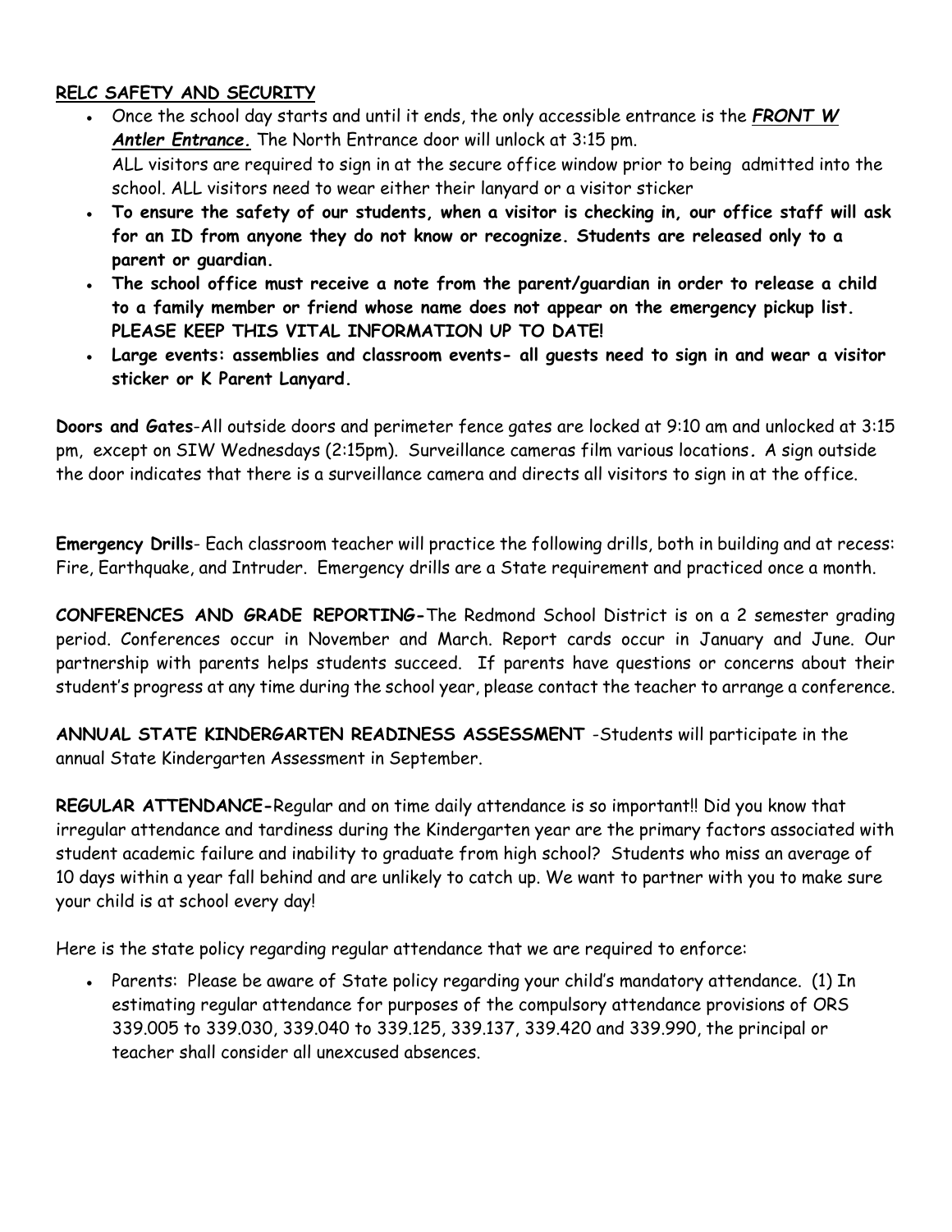**RELC SAFETY AND SECURITY**

- Once the school day starts and until it ends, the only accessible entrance is the ***FRONT W Antler Entrance.*** The North Entrance door will unlock at 3:15 pm.
  ALL visitors are required to sign in at the secure office window prior to being admitted into the school. ALL visitors need to wear either their lanyard or a visitor sticker
- **To ensure the safety of our students, when a visitor is checking in, our office staff will ask for an ID from anyone they do not know or recognize. Students are released only to a parent or guardian.**
- **The school office must receive a note from the parent/guardian in order to release a child to a family member or friend whose name does not appear on the emergency pickup list. PLEASE KEEP THIS VITAL INFORMATION UP TO DATE!**
- **Large events: assemblies and classroom events- all guests need to sign in and wear a visitor sticker or K Parent Lanyard.**

**Doors and Gates**-All outside doors and perimeter fence gates are locked at 9:10 am and unlocked at 3:15 pm, except on SIW Wednesdays (2:15pm). Surveillance cameras film various locations. A sign outside the door indicates that there is a surveillance camera and directs all visitors to sign in at the office.

**Emergency Drills**- Each classroom teacher will practice the following drills, both in building and at recess: Fire, Earthquake, and Intruder. Emergency drills are a State requirement and practiced once a month.

**CONFERENCES AND GRADE REPORTING-**The Redmond School District is on a 2 semester grading period. Conferences occur in November and March. Report cards occur in January and June. Our partnership with parents helps students succeed. If parents have questions or concerns about their student's progress at any time during the school year, please contact the teacher to arrange a conference.

**ANNUAL STATE KINDERGARTEN READINESS ASSESSMENT** -Students will participate in the annual State Kindergarten Assessment in September.

**REGULAR ATTENDANCE-**Regular and on time daily attendance is so important!! Did you know that irregular attendance and tardiness during the Kindergarten year are the primary factors associated with student academic failure and inability to graduate from high school? Students who miss an average of 10 days within a year fall behind and are unlikely to catch up. We want to partner with you to make sure your child is at school every day!

Here is the state policy regarding regular attendance that we are required to enforce:

- Parents: Please be aware of State policy regarding your child's mandatory attendance. (1) In estimating regular attendance for purposes of the compulsory attendance provisions of ORS 339.005 to 339.030, 339.040 to 339.125, 339.137, 339.420 and 339.990, the principal or teacher shall consider all unexcused absences.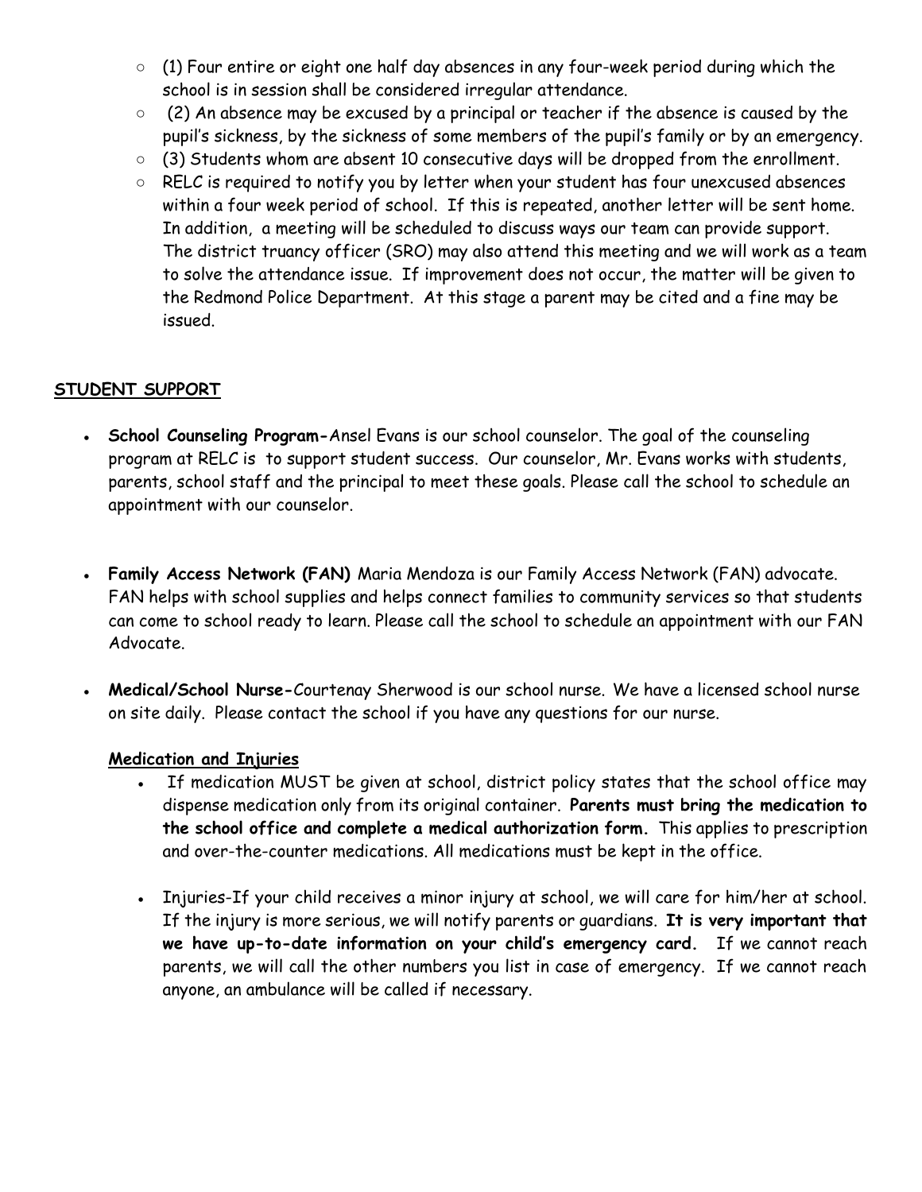- (1) Four entire or eight one half day absences in any four-week period during which the school is in session shall be considered irregular attendance.
- (2) An absence may be excused by a principal or teacher if the absence is caused by the pupil's sickness, by the sickness of some members of the pupil's family or by an emergency.
- (3) Students whom are absent 10 consecutive days will be dropped from the enrollment.
- RELC is required to notify you by letter when your student has four unexcused absences within a four week period of school. If this is repeated, another letter will be sent home. In addition, a meeting will be scheduled to discuss ways our team can provide support. The district truancy officer (SRO) may also attend this meeting and we will work as a team to solve the attendance issue. If improvement does not occur, the matter will be given to the Redmond Police Department. At this stage a parent may be cited and a fine may be issued.

## STUDENT SUPPORT

- **School Counseling Program-**Ansel Evans is our school counselor. The goal of the counseling program at RELC is to support student success. Our counselor, Mr. Evans works with students, parents, school staff and the principal to meet these goals. Please call the school to schedule an appointment with our counselor.

- **Family Access Network (FAN)** Maria Mendoza is our Family Access Network (FAN) advocate. FAN helps with school supplies and helps connect families to community services so that students can come to school ready to learn. Please call the school to schedule an appointment with our FAN Advocate.

- **Medical/School Nurse-**Courtenay Sherwood is our school nurse. We have a licensed school nurse on site daily. Please contact the school if you have any questions for our nurse.

  **Medication and Injuries**

  - If medication MUST be given at school, district policy states that the school office may dispense medication only from its original container. **Parents must bring the medication to the school office and complete a medical authorization form.** This applies to prescription and over-the-counter medications. All medications must be kept in the office.

  - Injuries-If your child receives a minor injury at school, we will care for him/her at school. If the injury is more serious, we will notify parents or guardians. **It is very important that we have up-to-date information on your child's emergency card.** If we cannot reach parents, we will call the other numbers you list in case of emergency. If we cannot reach anyone, an ambulance will be called if necessary.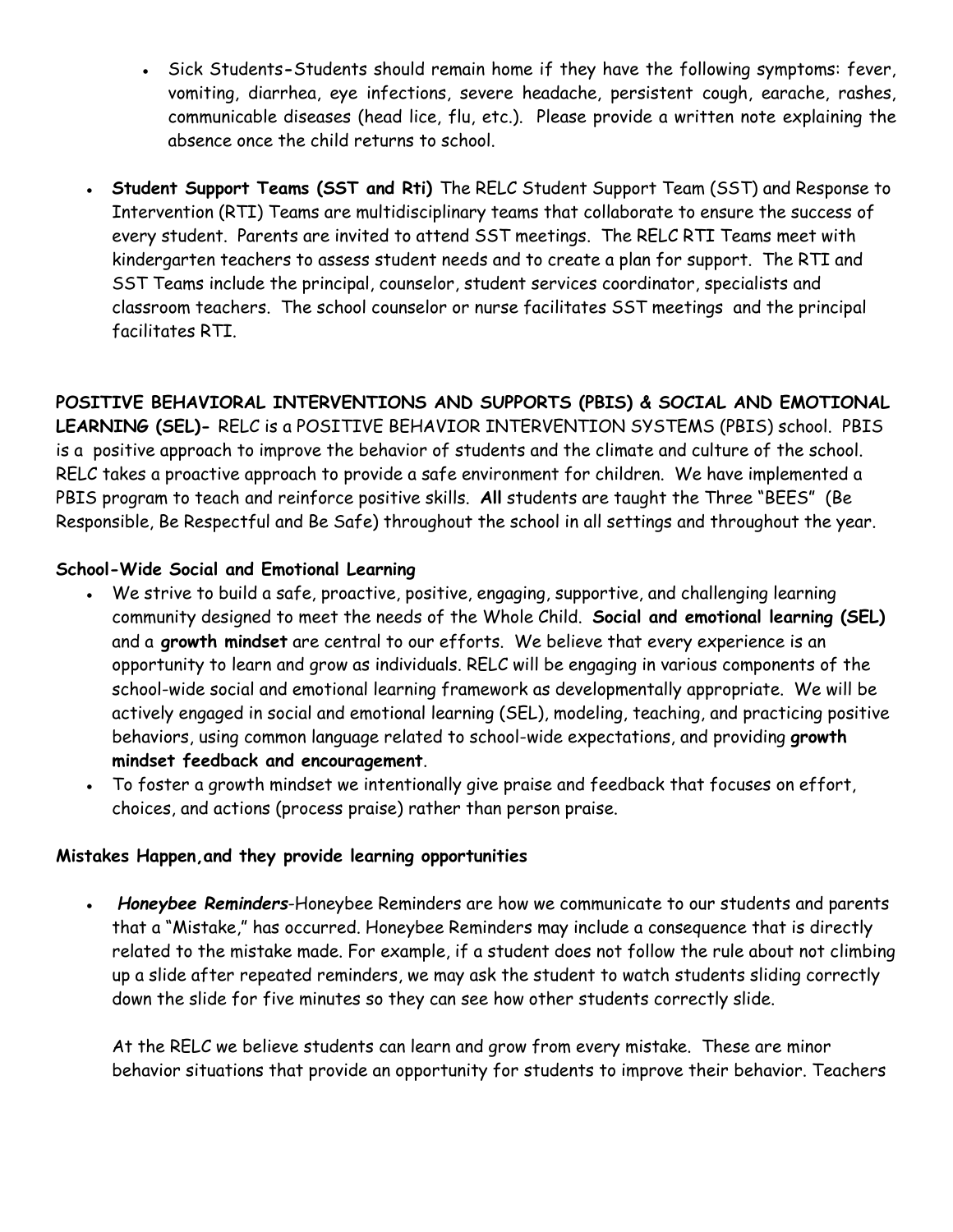- Sick Students-Students should remain home if they have the following symptoms: fever, vomiting, diarrhea, eye infections, severe headache, persistent cough, earache, rashes, communicable diseases (head lice, flu, etc.). Please provide a written note explaining the absence once the child returns to school.

- **Student Support Teams (SST and Rti)** The RELC Student Support Team (SST) and Response to Intervention (RTI) Teams are multidisciplinary teams that collaborate to ensure the success of every student. Parents are invited to attend SST meetings. The RELC RTI Teams meet with kindergarten teachers to assess student needs and to create a plan for support. The RTI and SST Teams include the principal, counselor, student services coordinator, specialists and classroom teachers. The school counselor or nurse facilitates SST meetings and the principal facilitates RTI.

**POSITIVE BEHAVIORAL INTERVENTIONS AND SUPPORTS (PBIS) & SOCIAL AND EMOTIONAL LEARNING (SEL)-** RELC is a POSITIVE BEHAVIOR INTERVENTION SYSTEMS (PBIS) school. PBIS is a positive approach to improve the behavior of students and the climate and culture of the school. RELC takes a proactive approach to provide a safe environment for children. We have implemented a PBIS program to teach and reinforce positive skills. **All** students are taught the Three "BEES" (Be Responsible, Be Respectful and Be Safe) throughout the school in all settings and throughout the year.

**School-Wide Social and Emotional Learning**

- We strive to build a safe, proactive, positive, engaging, supportive, and challenging learning community designed to meet the needs of the Whole Child. **Social and emotional learning (SEL)** and a **growth mindset** are central to our efforts. We believe that every experience is an opportunity to learn and grow as individuals. RELC will be engaging in various components of the school-wide social and emotional learning framework as developmentally appropriate. We will be actively engaged in social and emotional learning (SEL), modeling, teaching, and practicing positive behaviors, using common language related to school-wide expectations, and providing **growth mindset feedback and encouragement**.
- To foster a growth mindset we intentionally give praise and feedback that focuses on effort, choices, and actions (process praise) rather than person praise.

**Mistakes Happen,and they provide learning opportunities**

- ***Honeybee Reminders***-Honeybee Reminders are how we communicate to our students and parents that a "Mistake," has occurred. Honeybee Reminders may include a consequence that is directly related to the mistake made. For example, if a student does not follow the rule about not climbing up a slide after repeated reminders, we may ask the student to watch students sliding correctly down the slide for five minutes so they can see how other students correctly slide.

  At the RELC we believe students can learn and grow from every mistake. These are minor behavior situations that provide an opportunity for students to improve their behavior. Teachers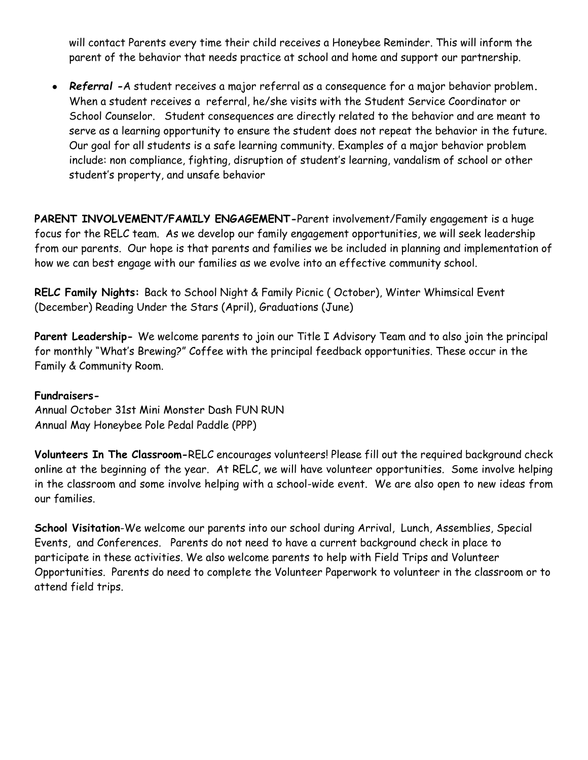will contact Parents every time their child receives a Honeybee Reminder. This will inform the parent of the behavior that needs practice at school and home and support our partnership.

- ***Referral -***A student receives a major referral as a consequence for a major behavior problem**.** When a student receives a referral, he/she visits with the Student Service Coordinator or School Counselor. Student consequences are directly related to the behavior and are meant to serve as a learning opportunity to ensure the student does not repeat the behavior in the future. Our goal for all students is a safe learning community. Examples of a major behavior problem include: non compliance, fighting, disruption of student's learning, vandalism of school or other student's property, and unsafe behavior

**PARENT INVOLVEMENT/FAMILY ENGAGEMENT-**Parent involvement/Family engagement is a huge focus for the RELC team. As we develop our family engagement opportunities, we will seek leadership from our parents. Our hope is that parents and families we be included in planning and implementation of how we can best engage with our families as we evolve into an effective community school.

**RELC Family Nights:** Back to School Night & Family Picnic ( October), Winter Whimsical Event (December) Reading Under the Stars (April), Graduations (June)

**Parent Leadership-** We welcome parents to join our Title I Advisory Team and to also join the principal for monthly "What's Brewing?" Coffee with the principal feedback opportunities. These occur in the Family & Community Room.

**Fundraisers-**
Annual October 31st Mini Monster Dash FUN RUN
Annual May Honeybee Pole Pedal Paddle (PPP)

**Volunteers In The Classroom-**RELC encourages volunteers! Please fill out the required background check online at the beginning of the year. At RELC, we will have volunteer opportunities. Some involve helping in the classroom and some involve helping with a school-wide event. We are also open to new ideas from our families.

**School Visitation**-We welcome our parents into our school during Arrival, Lunch, Assemblies, Special Events, and Conferences. Parents do not need to have a current background check in place to participate in these activities. We also welcome parents to help with Field Trips and Volunteer Opportunities. Parents do need to complete the Volunteer Paperwork to volunteer in the classroom or to attend field trips.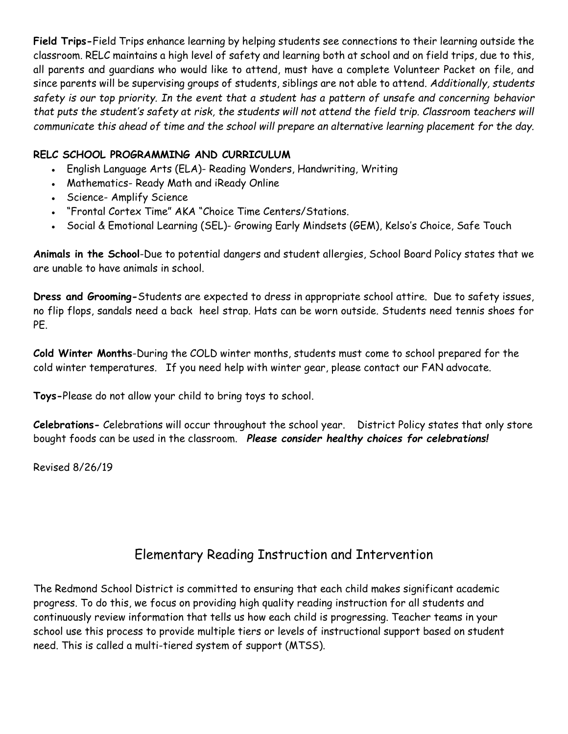**Field Trips-**Field Trips enhance learning by helping students see connections to their learning outside the classroom. RELC maintains a high level of safety and learning both at school and on field trips, due to this, all parents and guardians who would like to attend, must have a complete Volunteer Packet on file, and since parents will be supervising groups of students, siblings are not able to attend. *Additionally, students safety is our top priority. In the event that a student has a pattern of unsafe and concerning behavior that puts the student's safety at risk, the students will not attend the field trip. Classroom teachers will communicate this ahead of time and the school will prepare an alternative learning placement for the day.*

**RELC SCHOOL PROGRAMMING AND CURRICULUM**

- English Language Arts (ELA)- Reading Wonders, Handwriting, Writing
- Mathematics- Ready Math and iReady Online
- Science- Amplify Science
- "Frontal Cortex Time" AKA "Choice Time Centers/Stations.
- Social & Emotional Learning (SEL)- Growing Early Mindsets (GEM), Kelso's Choice, Safe Touch

**Animals in the School**-Due to potential dangers and student allergies, School Board Policy states that we are unable to have animals in school.

**Dress and Grooming-**Students are expected to dress in appropriate school attire. Due to safety issues, no flip flops, sandals need a back heel strap. Hats can be worn outside. Students need tennis shoes for PE.

**Cold Winter Months**-During the COLD winter months, students must come to school prepared for the cold winter temperatures. If you need help with winter gear, please contact our FAN advocate.

**Toys-**Please do not allow your child to bring toys to school.

**Celebrations-** Celebrations will occur throughout the school year. District Policy states that only store bought foods can be used in the classroom. ***Please consider healthy choices for celebrations!***

Revised 8/26/19

## Elementary Reading Instruction and Intervention

The Redmond School District is committed to ensuring that each child makes significant academic progress. To do this, we focus on providing high quality reading instruction for all students and continuously review information that tells us how each child is progressing. Teacher teams in your school use this process to provide multiple tiers or levels of instructional support based on student need. This is called a multi-tiered system of support (MTSS).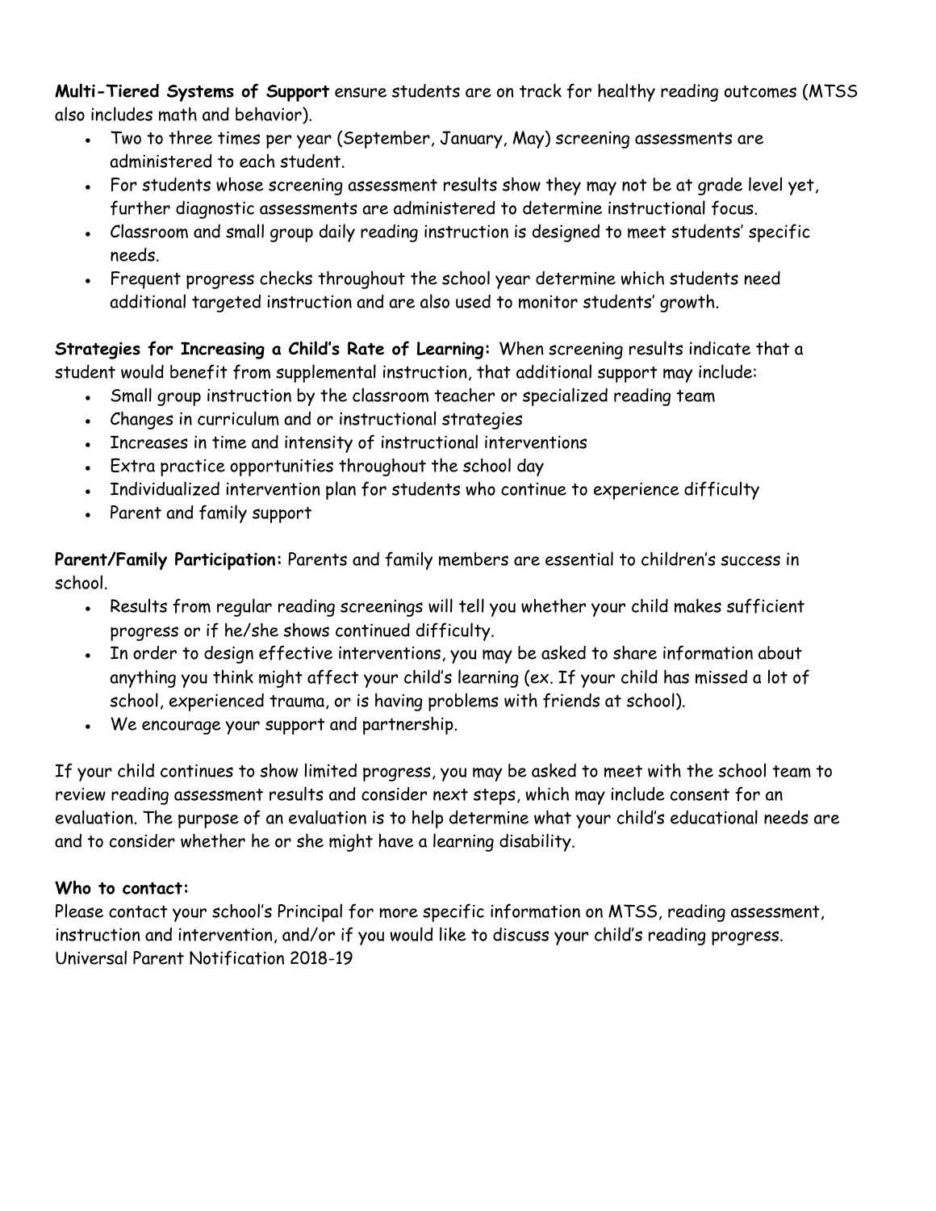**Multi-Tiered Systems of Support** ensure students are on track for healthy reading outcomes (MTSS also includes math and behavior).

- Two to three times per year (September, January, May) screening assessments are administered to each student.
- For students whose screening assessment results show they may not be at grade level yet, further diagnostic assessments are administered to determine instructional focus.
- Classroom and small group daily reading instruction is designed to meet students' specific needs.
- Frequent progress checks throughout the school year determine which students need additional targeted instruction and are also used to monitor students' growth.

**Strategies for Increasing a Child's Rate of Learning:** When screening results indicate that a student would benefit from supplemental instruction, that additional support may include:

- Small group instruction by the classroom teacher or specialized reading team
- Changes in curriculum and or instructional strategies
- Increases in time and intensity of instructional interventions
- Extra practice opportunities throughout the school day
- Individualized intervention plan for students who continue to experience difficulty
- Parent and family support

**Parent/Family Participation:** Parents and family members are essential to children's success in school.

- Results from regular reading screenings will tell you whether your child makes sufficient progress or if he/she shows continued difficulty.
- In order to design effective interventions, you may be asked to share information about anything you think might affect your child's learning (ex. If your child has missed a lot of school, experienced trauma, or is having problems with friends at school).
- We encourage your support and partnership.

If your child continues to show limited progress, you may be asked to meet with the school team to review reading assessment results and consider next steps, which may include consent for an evaluation. The purpose of an evaluation is to help determine what your child's educational needs are and to consider whether he or she might have a learning disability.

**Who to contact:**

Please contact your school's Principal for more specific information on MTSS, reading assessment, instruction and intervention, and/or if you would like to discuss your child's reading progress.
Universal Parent Notification 2018-19